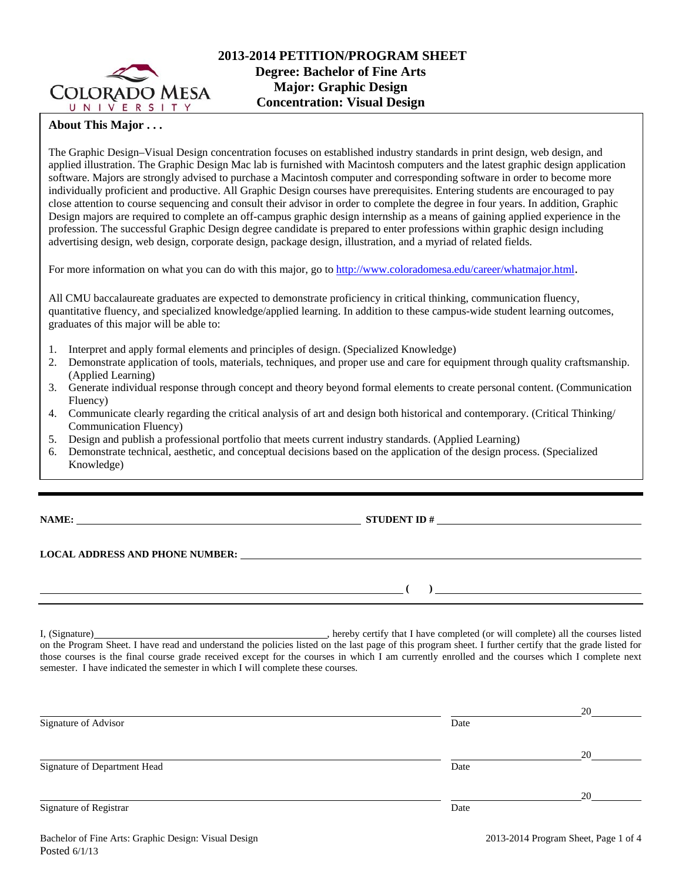# 2013-2014 PETITION/PROGRAM SHEET

## Degree: Bachelor of Fine Arts
## Major: Graphic Design
## Concentration: Visual Design

**About This Major . . .**

The Graphic Design–Visual Design concentration focuses on established industry standards in print design, web design, and applied illustration. The Graphic Design Mac lab is furnished with Macintosh computers and the latest graphic design application software. Majors are strongly advised to purchase a Macintosh computer and corresponding software in order to become more individually proficient and productive. All Graphic Design courses have prerequisites. Entering students are encouraged to pay close attention to course sequencing and consult their advisor in order to complete the degree in four years. In addition, Graphic Design majors are required to complete an off-campus graphic design internship as a means of gaining applied experience in the profession. The successful Graphic Design degree candidate is prepared to enter professions within graphic design including advertising design, web design, corporate design, package design, illustration, and a myriad of related fields.

For more information on what you can do with this major, go to http://www.coloradomesa.edu/career/whatmajor.html.

All CMU baccalaureate graduates are expected to demonstrate proficiency in critical thinking, communication fluency, quantitative fluency, and specialized knowledge/applied learning. In addition to these campus-wide student learning outcomes, graduates of this major will be able to:

1. Interpret and apply formal elements and principles of design. (Specialized Knowledge)
2. Demonstrate application of tools, materials, techniques, and proper use and care for equipment through quality craftsmanship. (Applied Learning)
3. Generate individual response through concept and theory beyond formal elements to create personal content. (Communication Fluency)
4. Communicate clearly regarding the critical analysis of art and design both historical and contemporary. (Critical Thinking/ Communication Fluency)
5. Design and publish a professional portfolio that meets current industry standards. (Applied Learning)
6. Demonstrate technical, aesthetic, and conceptual decisions based on the application of the design process. (Specialized Knowledge)

---

**NAME:** ______________________________ **STUDENT ID #** ______________________________

**LOCAL ADDRESS AND PHONE NUMBER:** ______________________________________________

______________________________________________ **(    )** ______________________________

I, (Signature)______________________________, hereby certify that I have completed (or will complete) all the courses listed on the Program Sheet. I have read and understand the policies listed on the last page of this program sheet. I further certify that the grade listed for those courses is the final course grade received except for the courses in which I am currently enrolled and the courses which I complete next semester. I have indicated the semester in which I will complete these courses.

______________________________________________ ____________________20________
Signature of Advisor Date

______________________________________________ ____________________20________
Signature of Department Head Date

______________________________________________ ____________________20________
Signature of Registrar Date

Bachelor of Fine Arts: Graphic Design: Visual Design
Posted 6/1/13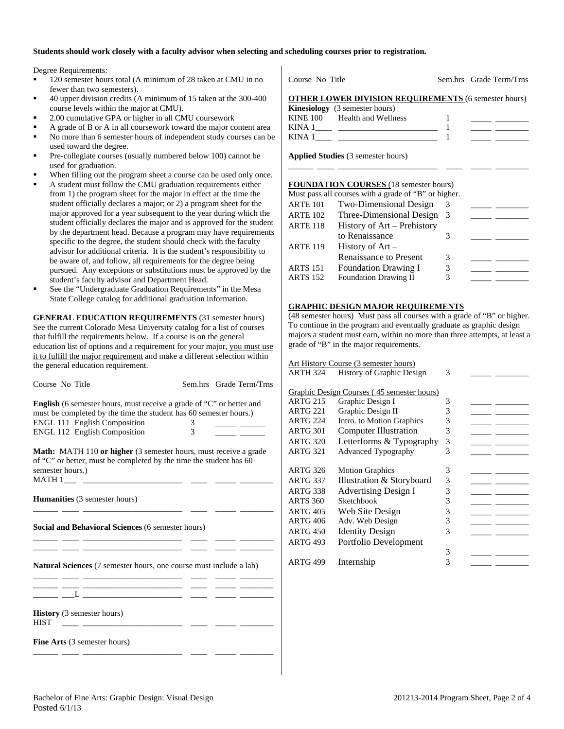**Students should work closely with a faculty advisor when selecting and scheduling courses prior to registration.**

Degree Requirements:

- 120 semester hours total (A minimum of 28 taken at CMU in no fewer than two semesters).
- 40 upper division credits (A minimum of 15 taken at the 300-400 course levels within the major at CMU).
- 2.00 cumulative GPA or higher in all CMU coursework
- A grade of B or A in all coursework toward the major content area
- No more than 6 semester hours of independent study courses can be used toward the degree.
- Pre-collegiate courses (usually numbered below 100) cannot be used for graduation.
- When filling out the program sheet a course can be used only once.
- A student must follow the CMU graduation requirements either from 1) the program sheet for the major in effect at the time the student officially declares a major; or 2) a program sheet for the major approved for a year subsequent to the year during which the student officially declares the major and is approved for the student by the department head. Because a program may have requirements specific to the degree, the student should check with the faculty advisor for additional criteria. It is the student's responsibility to be aware of, and follow, all requirements for the degree being pursued. Any exceptions or substitutions must be approved by the student's faculty advisor and Department Head.
- See the "Undergraduate Graduation Requirements" in the Mesa State College catalog for additional graduation information.

**GENERAL EDUCATION REQUIREMENTS** (31 semester hours) See the current Colorado Mesa University catalog for a list of courses that fulfill the requirements below. If a course is on the general education list of options and a requirement for your major, you must use it to fulfill the major requirement and make a different selection within the general education requirement.

| Course No | Title | Sem.hrs | Grade | Term/Trns |
|---|---|---|---|---|
| **English** (6 semester hours, must receive a grade of "C" or better and must be completed by the time the student has 60 semester hours.) | | | | |
| ENGL 111 | English Composition | 3 | | |
| ENGL 112 | English Composition | 3 | | |
| **Math:** MATH 110 **or higher** (3 semester hours, must receive a grade of "C" or better, must be completed by the time the student has 60 semester hours.) | | | | |
| MATH 1___ | | | | |
| **Humanities** (3 semester hours) | | | | |
| | | | | |
| **Social and Behavioral Sciences** (6 semester hours) | | | | |
| | | | | |
| | | | | |
| **Natural Sciences** (7 semester hours, one course must include a lab) | | | | |
| | | | | |
| | | | | |
| ___L | | | | |
| **History** (3 semester hours) | | | | |
| HIST | | | | |
| **Fine Arts** (3 semester hours) | | | | |
| | | | | |

| Course No | Title | Sem.hrs | Grade | Term/Trns |
|---|---|---|---|---|
| **OTHER LOWER DIVISION REQUIREMENTS** (6 semester hours) | | | | |
| **Kinesiology** (3 semester hours) | | | | |
| KINE 100 | Health and Wellness | 1 | | |
| KINA 1____ | | 1 | | |
| KINA 1____ | | 1 | | |
| **Applied Studies** (3 semester hours) | | | | |
| | | | | |

**FOUNDATION COURSES** (18 semester hours)
Must pass all courses with a grade of "B" or higher.

| Course No | Title | Sem.hrs | Grade | Term/Trns |
|---|---|---|---|---|
| ARTE 101 | Two-Dimensional Design | 3 | | |
| ARTE 102 | Three-Dimensional Design | 3 | | |
| ARTE 118 | History of Art – Prehistory to Renaissance | 3 | | |
| ARTE 119 | History of Art – Renaissance to Present | 3 | | |
| ARTS 151 | Foundation Drawing I | 3 | | |
| ARTS 152 | Foundation Drawing II | 3 | | |

**GRAPHIC DESIGN MAJOR REQUIREMENTS**
(48 semester hours) Must pass all courses with a grade of "B" or higher. To continue in the program and eventually graduate as graphic design majors a student must earn, within no more than three attempts, at least a grade of "B" in the major requirements.

| Course No | Title | Sem.hrs | Grade | Term/Trns |
|---|---|---|---|---|
| Art History Course (3 semester hours) | | | | |
| ARTH 324 | History of Graphic Design | 3 | | |
| Graphic Design Courses ( 45 semester hours) | | | | |
| ARTG 215 | Graphic Design I | 3 | | |
| ARTG 221 | Graphic Design II | 3 | | |
| ARTG 224 | Intro. to Motion Graphics | 3 | | |
| ARTG 301 | Computer Illustration | 3 | | |
| ARTG 320 | Letterforms & Typography | 3 | | |
| ARTG 321 | Advanced Typography | 3 | | |
| ARTG 326 | Motion Graphics | 3 | | |
| ARTG 337 | Illustration & Storyboard | 3 | | |
| ARTG 338 | Advertising Design I | 3 | | |
| ARTS 360 | Sketchbook | 3 | | |
| ARTG 405 | Web Site Design | 3 | | |
| ARTG 406 | Adv. Web Design | 3 | | |
| ARTG 450 | Identity Design | 3 | | |
| ARTG 493 | Portfolio Development | 3 | | |
| ARTG 499 | Internship | 3 | | |

Bachelor of Fine Arts: Graphic Design: Visual Design
Posted 6/1/13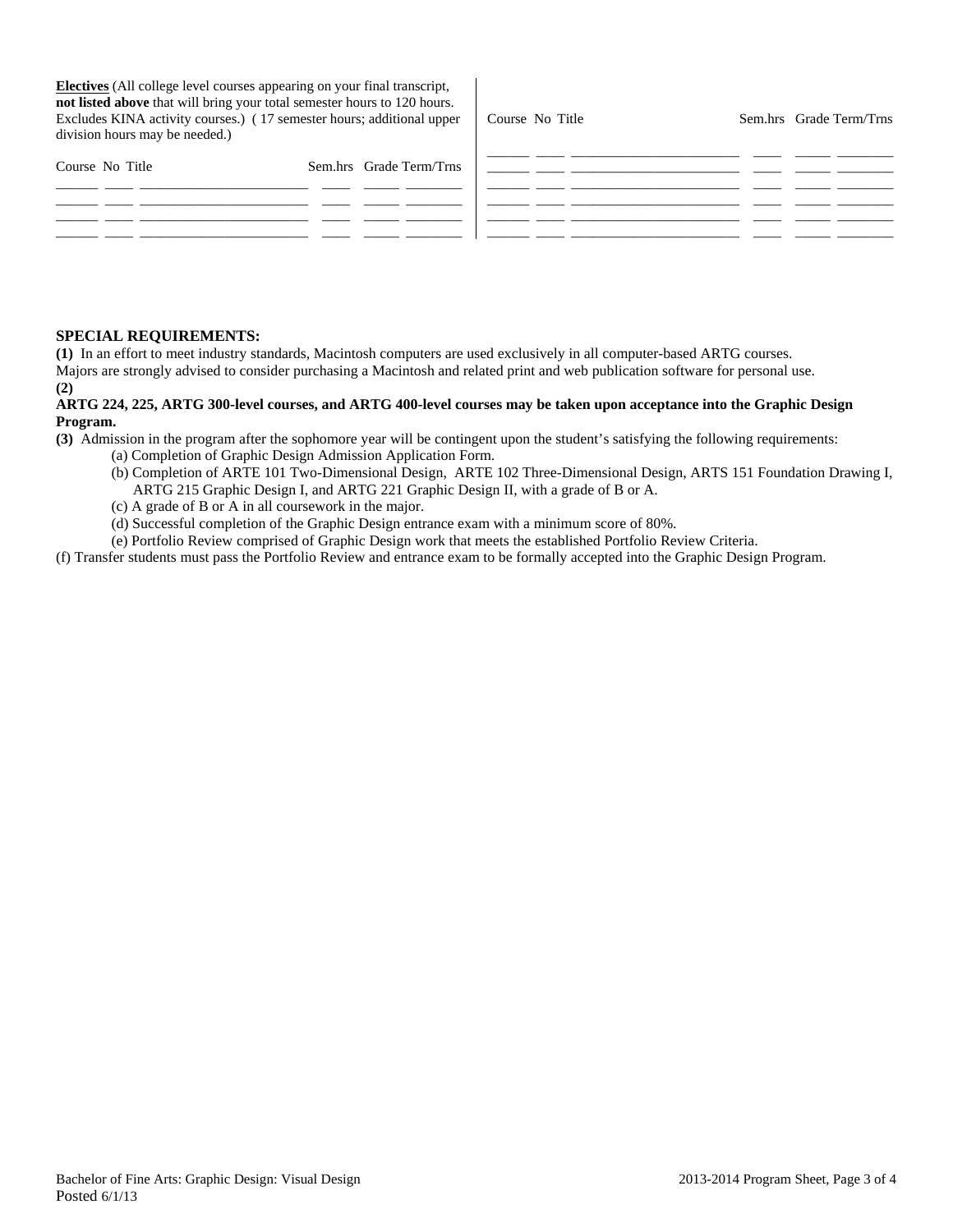**Electives** (All college level courses appearing on your final transcript, **not listed above** that will bring your total semester hours to 120 hours. Excludes KINA activity courses.) ( 17 semester hours; additional upper division hours may be needed.)

| Course | No | Title | Sem.hrs | Grade | Term/Trns |
|---|---|---|---|---|---|
| | | | | | |
| | | | | | |
| | | | | | |
| | | | | | |

| Course | No | Title | Sem.hrs | Grade | Term/Trns |
|---|---|---|---|---|---|
| | | | | | |
| | | | | | |
| | | | | | |
| | | | | | |
| | | | | | |
| | | | | | |

**SPECIAL REQUIREMENTS:**

**(1)** In an effort to meet industry standards, Macintosh computers are used exclusively in all computer-based ARTG courses. Majors are strongly advised to consider purchasing a Macintosh and related print and web publication software for personal use.

**(2)**
**ARTG 224, 225, ARTG 300-level courses, and ARTG 400-level courses may be taken upon acceptance into the Graphic Design Program.**

**(3)** Admission in the program after the sophomore year will be contingent upon the student's satisfying the following requirements:

- (a) Completion of Graphic Design Admission Application Form.
- (b) Completion of ARTE 101 Two-Dimensional Design, ARTE 102 Three-Dimensional Design, ARTS 151 Foundation Drawing I, ARTG 215 Graphic Design I, and ARTG 221 Graphic Design II, with a grade of B or A.
- (c) A grade of B or A in all coursework in the major.
- (d) Successful completion of the Graphic Design entrance exam with a minimum score of 80%.
- (e) Portfolio Review comprised of Graphic Design work that meets the established Portfolio Review Criteria.

(f) Transfer students must pass the Portfolio Review and entrance exam to be formally accepted into the Graphic Design Program.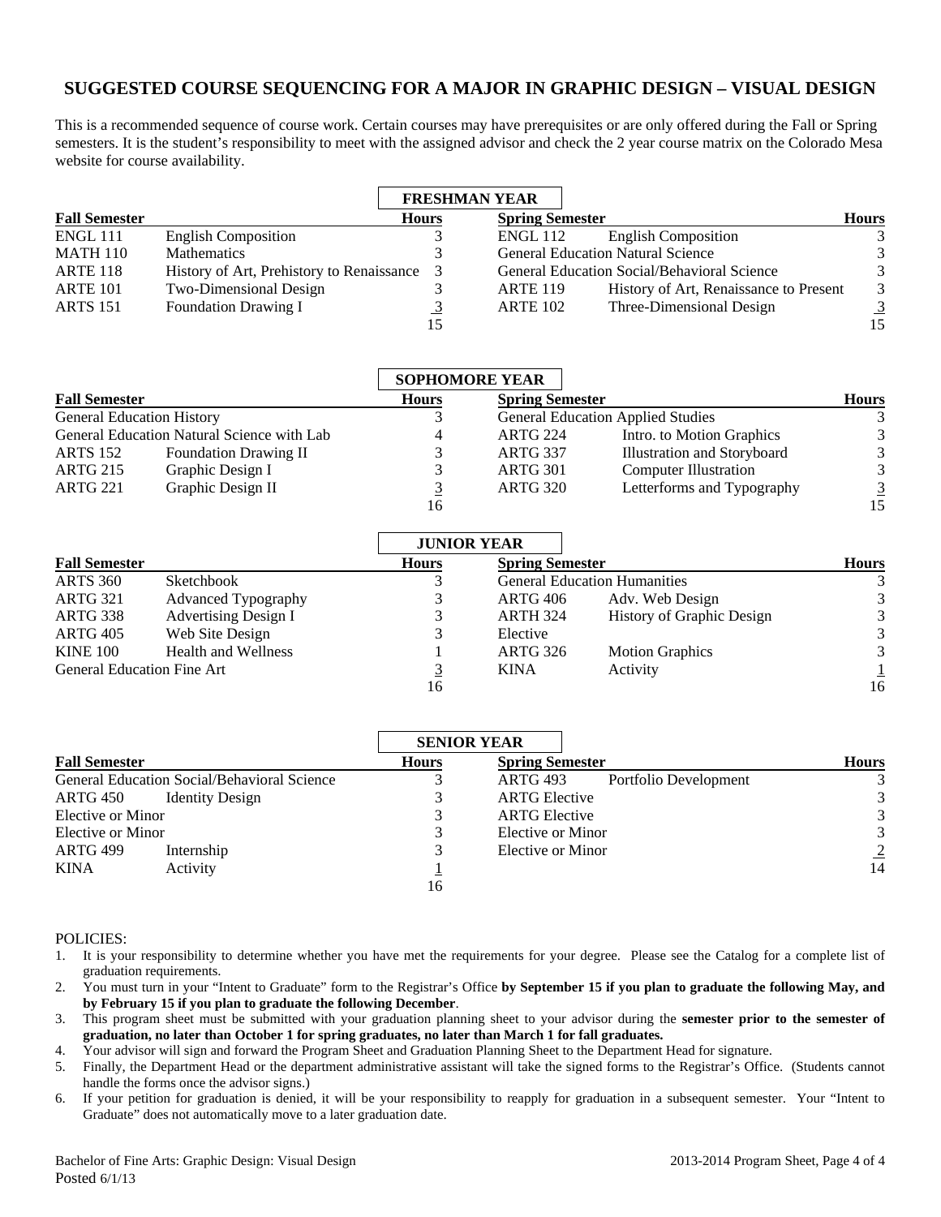## SUGGESTED COURSE SEQUENCING FOR A MAJOR IN GRAPHIC DESIGN – VISUAL DESIGN

This is a recommended sequence of course work. Certain courses may have prerequisites or are only offered during the Fall or Spring semesters. It is the student's responsibility to meet with the assigned advisor and check the 2 year course matrix on the Colorado Mesa website for course availability.

### FRESHMAN YEAR

| Fall Semester | | Hours | Spring Semester | | Hours |
|---|---|---|---|---|---|
| ENGL 111 | English Composition | 3 | ENGL 112 | English Composition | 3 |
| MATH 110 | Mathematics | 3 | General Education Natural Science | | 3 |
| ARTE 118 | History of Art, Prehistory to Renaissance | 3 | General Education Social/Behavioral Science | | 3 |
| ARTE 101 | Two-Dimensional Design | 3 | ARTE 119 | History of Art, Renaissance to Present | 3 |
| ARTS 151 | Foundation Drawing I | 3 | ARTE 102 | Three-Dimensional Design | 3 |
| | | 15 | | | 15 |

### SOPHOMORE YEAR

| Fall Semester | | Hours | Spring Semester | | Hours |
|---|---|---|---|---|---|
| General Education History | | 3 | General Education Applied Studies | | 3 |
| General Education Natural Science with Lab | | 4 | ARTG 224 | Intro. to Motion Graphics | 3 |
| ARTS 152 | Foundation Drawing II | 3 | ARTG 337 | Illustration and Storyboard | 3 |
| ARTG 215 | Graphic Design I | 3 | ARTG 301 | Computer Illustration | 3 |
| ARTG 221 | Graphic Design II | 3 | ARTG 320 | Letterforms and Typography | 3 |
| | | 16 | | | 15 |

### JUNIOR YEAR

| Fall Semester | | Hours | Spring Semester | | Hours |
|---|---|---|---|---|---|
| ARTS 360 | Sketchbook | 3 | General Education Humanities | | 3 |
| ARTG 321 | Advanced Typography | 3 | ARTG 406 | Adv. Web Design | 3 |
| ARTG 338 | Advertising Design I | 3 | ARTH 324 | History of Graphic Design | 3 |
| ARTG 405 | Web Site Design | 3 | Elective | | 3 |
| KINE 100 | Health and Wellness | 1 | ARTG 326 | Motion Graphics | 3 |
| General Education Fine Art | | 3 | KINA | Activity | 1 |
| | | 16 | | | 16 |

### SENIOR YEAR

| Fall Semester | | Hours | Spring Semester | | Hours |
|---|---|---|---|---|---|
| General Education Social/Behavioral Science | | 3 | ARTG 493 | Portfolio Development | 3 |
| ARTG 450 | Identity Design | 3 | ARTG Elective | | 3 |
| Elective or Minor | | 3 | ARTG Elective | | 3 |
| Elective or Minor | | 3 | Elective or Minor | | 3 |
| ARTG 499 | Internship | 3 | Elective or Minor | | 2 |
| KINA | Activity | 1 | | | 14 |
| | | 16 | | | |

POLICIES:

1. It is your responsibility to determine whether you have met the requirements for your degree. Please see the Catalog for a complete list of graduation requirements.
2. You must turn in your "Intent to Graduate" form to the Registrar's Office **by September 15 if you plan to graduate the following May, and by February 15 if you plan to graduate the following December**.
3. This program sheet must be submitted with your graduation planning sheet to your advisor during the **semester prior to the semester of graduation, no later than October 1 for spring graduates, no later than March 1 for fall graduates.**
4. Your advisor will sign and forward the Program Sheet and Graduation Planning Sheet to the Department Head for signature.
5. Finally, the Department Head or the department administrative assistant will take the signed forms to the Registrar's Office. (Students cannot handle the forms once the advisor signs.)
6. If your petition for graduation is denied, it will be your responsibility to reapply for graduation in a subsequent semester. Your "Intent to Graduate" does not automatically move to a later graduation date.

Bachelor of Fine Arts: Graphic Design: Visual Design
Posted 6/1/13